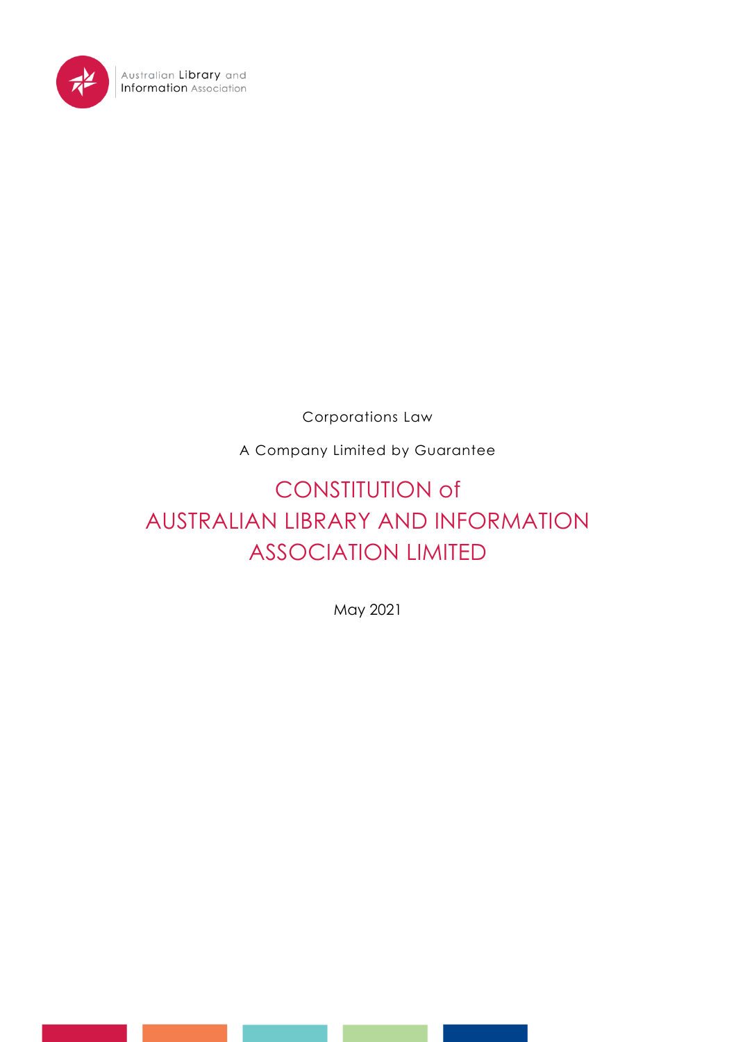Australian Library and Information Association

Corporations Law

A Company Limited by Guarantee

# CONSTITUTION of AUSTRALIAN LIBRARY AND INFORMATION ASSOCIATION LIMITED

May 2021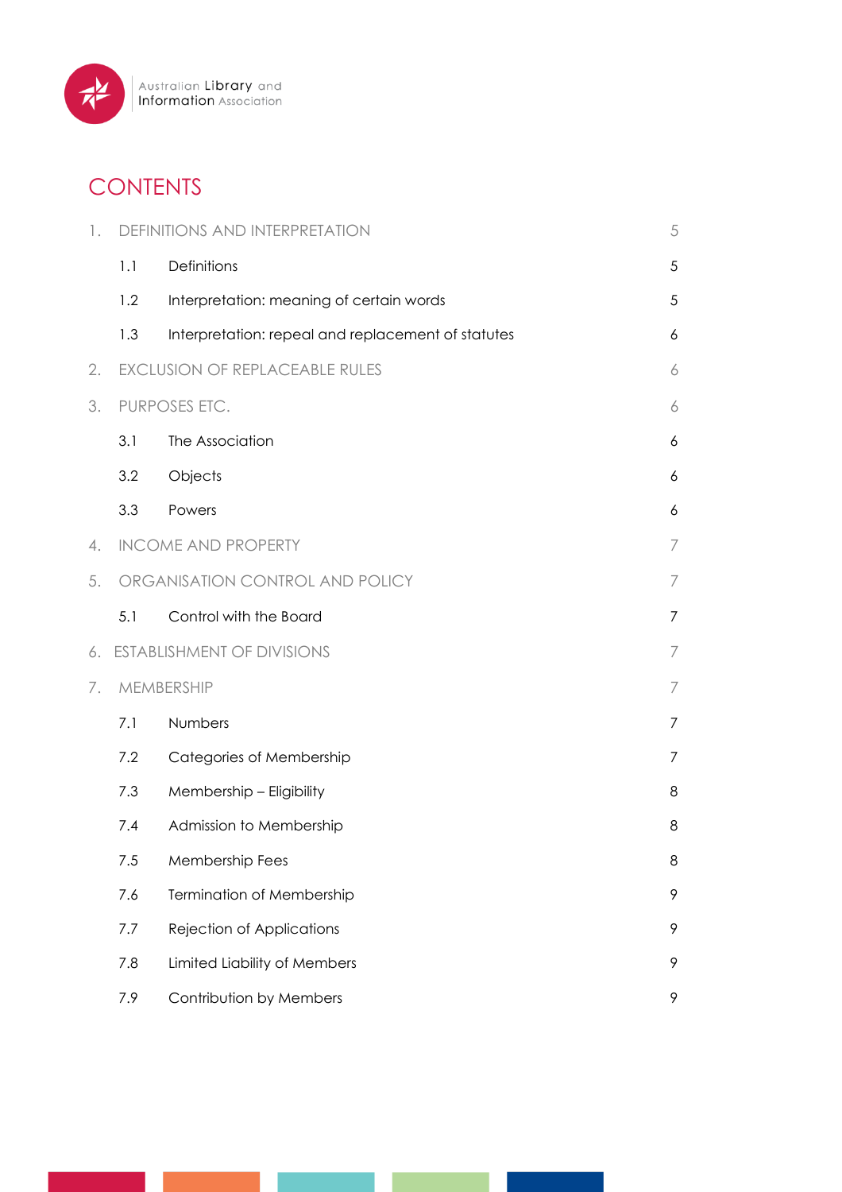Australian Library and Information Association

# CONTENTS

1. DEFINITIONS AND INTERPRETATION 5
   - 1.1 Definitions 5
   - 1.2 Interpretation: meaning of certain words 5
   - 1.3 Interpretation: repeal and replacement of statutes 6
2. EXCLUSION OF REPLACEABLE RULES 6
3. PURPOSES ETC. 6
   - 3.1 The Association 6
   - 3.2 Objects 6
   - 3.3 Powers 6
4. INCOME AND PROPERTY 7
5. ORGANISATION CONTROL AND POLICY 7
   - 5.1 Control with the Board 7
6. ESTABLISHMENT OF DIVISIONS 7
7. MEMBERSHIP 7
   - 7.1 Numbers 7
   - 7.2 Categories of Membership 7
   - 7.3 Membership – Eligibility 8
   - 7.4 Admission to Membership 8
   - 7.5 Membership Fees 8
   - 7.6 Termination of Membership 9
   - 7.7 Rejection of Applications 9
   - 7.8 Limited Liability of Members 9
   - 7.9 Contribution by Members 9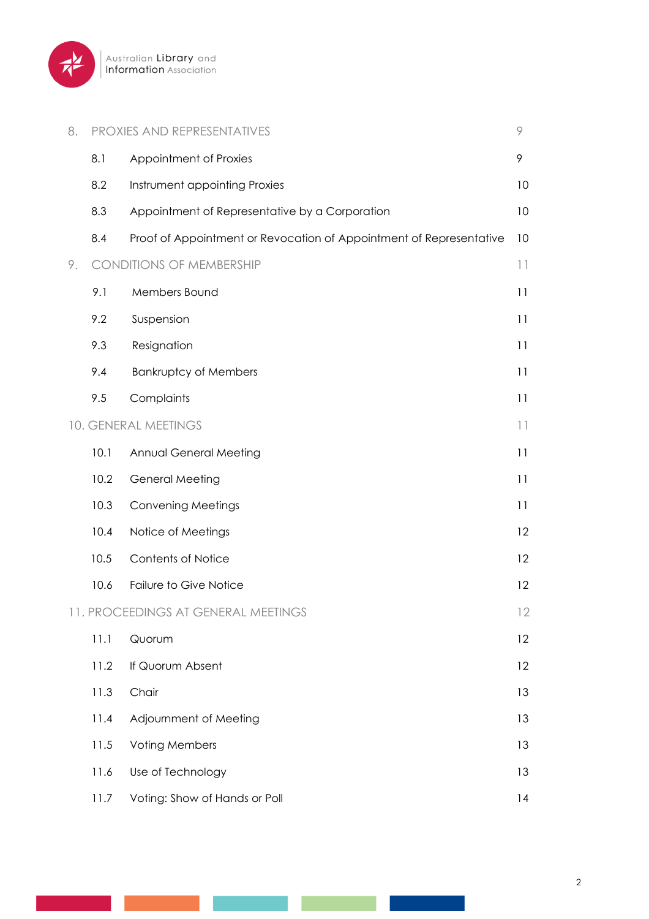| | | |
|---|---|---|
| 8. | PROXIES AND REPRESENTATIVES | 9 |
| 8.1 | Appointment of Proxies | 9 |
| 8.2 | Instrument appointing Proxies | 10 |
| 8.3 | Appointment of Representative by a Corporation | 10 |
| 8.4 | Proof of Appointment or Revocation of Appointment of Representative | 10 |
| 9. | CONDITIONS OF MEMBERSHIP | 11 |
| 9.1 | Members Bound | 11 |
| 9.2 | Suspension | 11 |
| 9.3 | Resignation | 11 |
| 9.4 | Bankruptcy of Members | 11 |
| 9.5 | Complaints | 11 |
| 10. | GENERAL MEETINGS | 11 |
| 10.1 | Annual General Meeting | 11 |
| 10.2 | General Meeting | 11 |
| 10.3 | Convening Meetings | 11 |
| 10.4 | Notice of Meetings | 12 |
| 10.5 | Contents of Notice | 12 |
| 10.6 | Failure to Give Notice | 12 |
| 11. | PROCEEDINGS AT GENERAL MEETINGS | 12 |
| 11.1 | Quorum | 12 |
| 11.2 | If Quorum Absent | 12 |
| 11.3 | Chair | 13 |
| 11.4 | Adjournment of Meeting | 13 |
| 11.5 | Voting Members | 13 |
| 11.6 | Use of Technology | 13 |
| 11.7 | Voting: Show of Hands or Poll | 14 |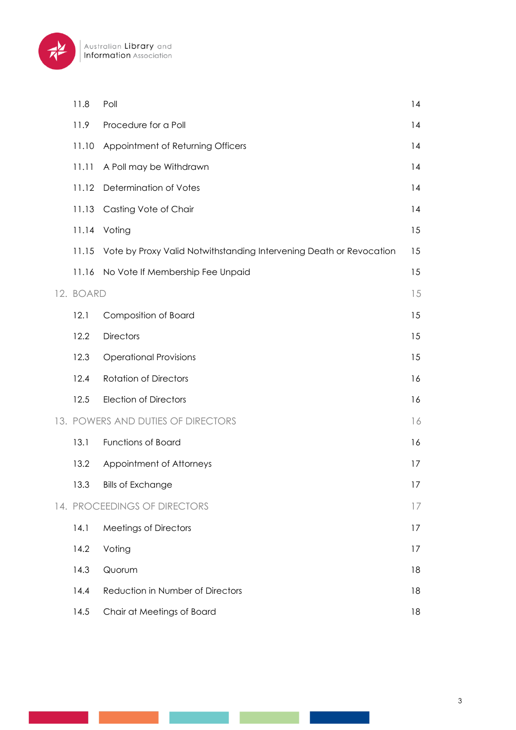| | | |
|---|---|---|
| 11.8 | Poll | 14 |
| 11.9 | Procedure for a Poll | 14 |
| 11.10 | Appointment of Returning Officers | 14 |
| 11.11 | A Poll may be Withdrawn | 14 |
| 11.12 | Determination of Votes | 14 |
| 11.13 | Casting Vote of Chair | 14 |
| 11.14 | Voting | 15 |
| 11.15 | Vote by Proxy Valid Notwithstanding Intervening Death or Revocation | 15 |
| 11.16 | No Vote If Membership Fee Unpaid | 15 |
| 12. | BOARD | 15 |
| 12.1 | Composition of Board | 15 |
| 12.2 | Directors | 15 |
| 12.3 | Operational Provisions | 15 |
| 12.4 | Rotation of Directors | 16 |
| 12.5 | Election of Directors | 16 |
| 13. | POWERS AND DUTIES OF DIRECTORS | 16 |
| 13.1 | Functions of Board | 16 |
| 13.2 | Appointment of Attorneys | 17 |
| 13.3 | Bills of Exchange | 17 |
| 14. | PROCEEDINGS OF DIRECTORS | 17 |
| 14.1 | Meetings of Directors | 17 |
| 14.2 | Voting | 17 |
| 14.3 | Quorum | 18 |
| 14.4 | Reduction in Number of Directors | 18 |
| 14.5 | Chair at Meetings of Board | 18 |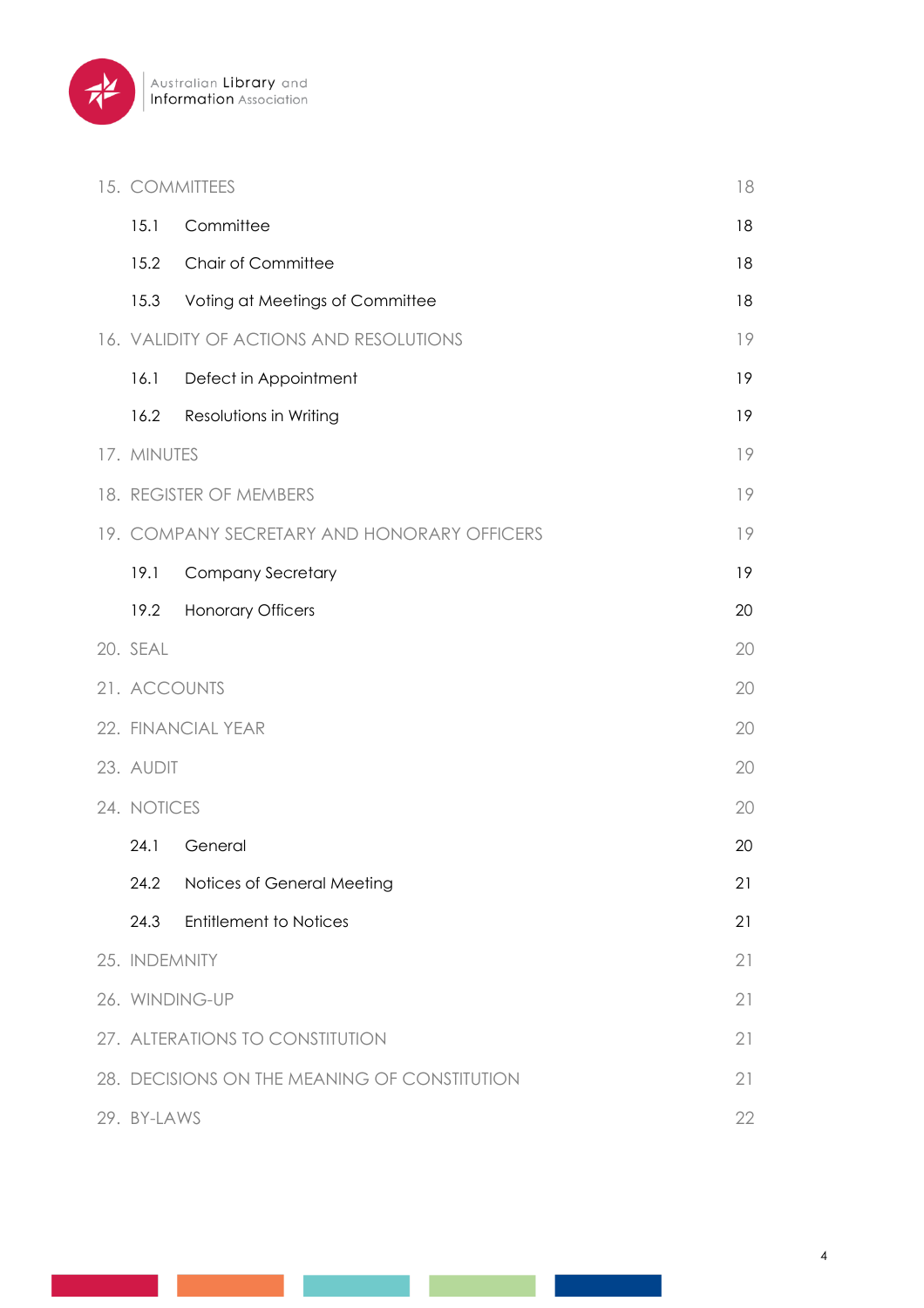| | | |
|---|---|---|
| 15. | COMMITTEES | 18 |
| 15.1 | Committee | 18 |
| 15.2 | Chair of Committee | 18 |
| 15.3 | Voting at Meetings of Committee | 18 |
| 16. | VALIDITY OF ACTIONS AND RESOLUTIONS | 19 |
| 16.1 | Defect in Appointment | 19 |
| 16.2 | Resolutions in Writing | 19 |
| 17. | MINUTES | 19 |
| 18. | REGISTER OF MEMBERS | 19 |
| 19. | COMPANY SECRETARY AND HONORARY OFFICERS | 19 |
| 19.1 | Company Secretary | 19 |
| 19.2 | Honorary Officers | 20 |
| 20. | SEAL | 20 |
| 21. | ACCOUNTS | 20 |
| 22. | FINANCIAL YEAR | 20 |
| 23. | AUDIT | 20 |
| 24. | NOTICES | 20 |
| 24.1 | General | 20 |
| 24.2 | Notices of General Meeting | 21 |
| 24.3 | Entitlement to Notices | 21 |
| 25. | INDEMNITY | 21 |
| 26. | WINDING-UP | 21 |
| 27. | ALTERATIONS TO CONSTITUTION | 21 |
| 28. | DECISIONS ON THE MEANING OF CONSTITUTION | 21 |
| 29. | BY-LAWS | 22 |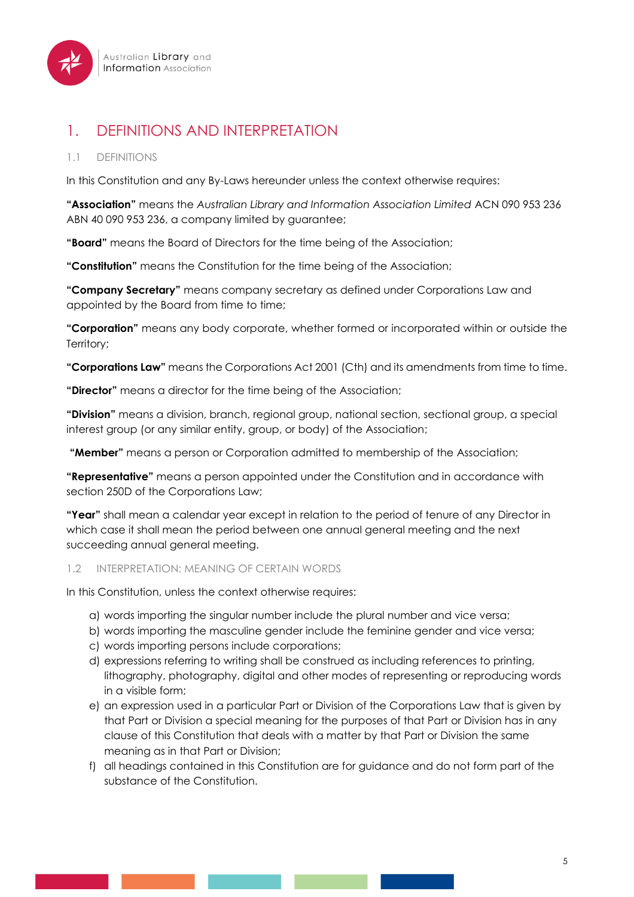# 1. DEFINITIONS AND INTERPRETATION

## 1.1 DEFINITIONS

In this Constitution and any By-Laws hereunder unless the context otherwise requires:

**"Association"** means the *Australian Library and Information Association Limited* ACN 090 953 236 ABN 40 090 953 236, a company limited by guarantee;

**"Board"** means the Board of Directors for the time being of the Association;

**"Constitution"** means the Constitution for the time being of the Association;

**"Company Secretary"** means company secretary as defined under Corporations Law and appointed by the Board from time to time;

**"Corporation"** means any body corporate, whether formed or incorporated within or outside the Territory;

**"Corporations Law"** means the Corporations Act 2001 (Cth) and its amendments from time to time.

**"Director"** means a director for the time being of the Association;

**"Division"** means a division, branch, regional group, national section, sectional group, a special interest group (or any similar entity, group, or body) of the Association;

**"Member"** means a person or Corporation admitted to membership of the Association;

**"Representative"** means a person appointed under the Constitution and in accordance with section 250D of the Corporations Law;

**"Year"** shall mean a calendar year except in relation to the period of tenure of any Director in which case it shall mean the period between one annual general meeting and the next succeeding annual general meeting.

## 1.2 INTERPRETATION: MEANING OF CERTAIN WORDS

In this Constitution, unless the context otherwise requires:

a) words importing the singular number include the plural number and vice versa;
b) words importing the masculine gender include the feminine gender and vice versa;
c) words importing persons include corporations;
d) expressions referring to writing shall be construed as including references to printing, lithography, photography, digital and other modes of representing or reproducing words in a visible form;
e) an expression used in a particular Part or Division of the Corporations Law that is given by that Part or Division a special meaning for the purposes of that Part or Division has in any clause of this Constitution that deals with a matter by that Part or Division the same meaning as in that Part or Division;
f) all headings contained in this Constitution are for guidance and do not form part of the substance of the Constitution.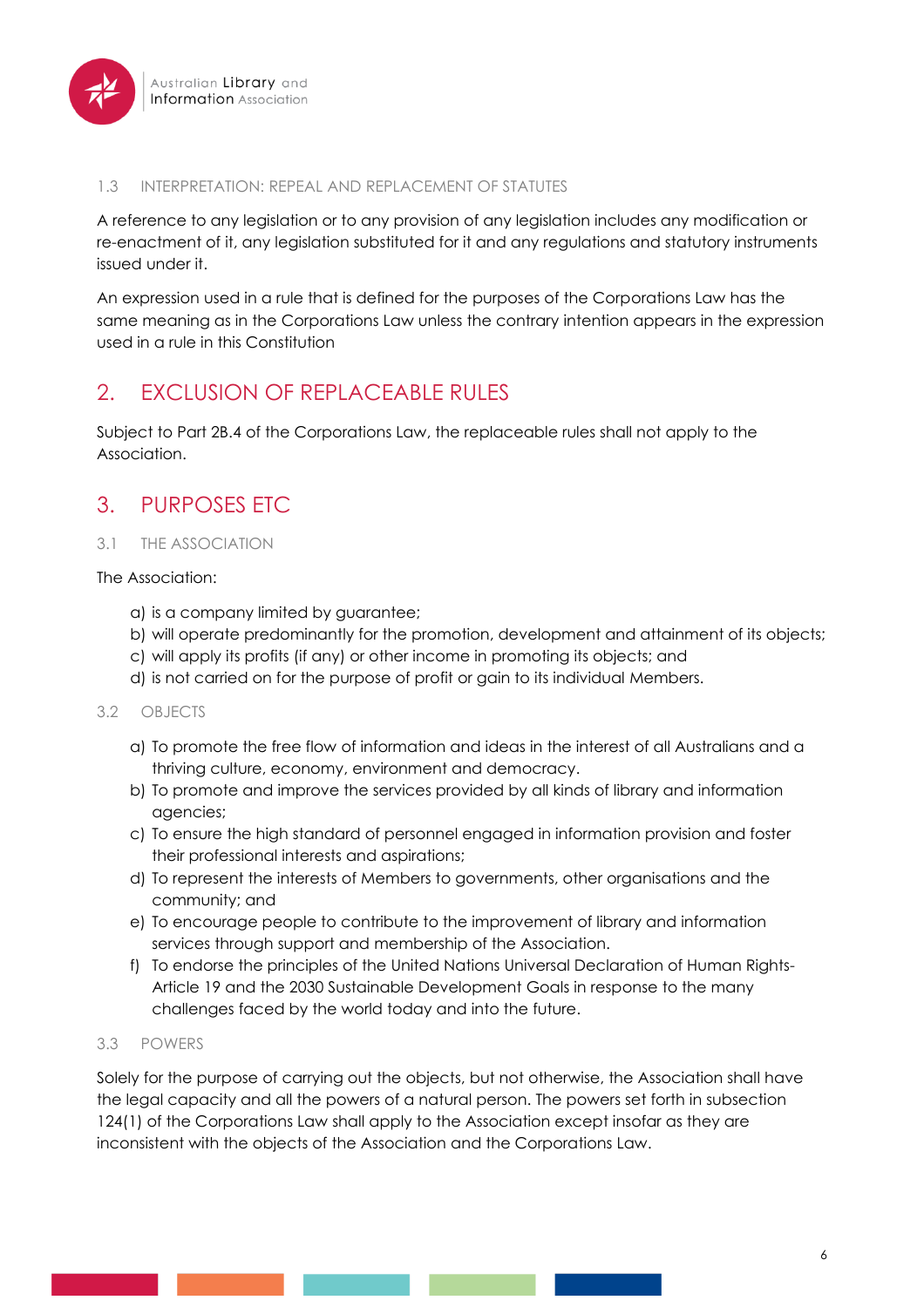### 1.3 INTERPRETATION: REPEAL AND REPLACEMENT OF STATUTES

A reference to any legislation or to any provision of any legislation includes any modification or re-enactment of it, any legislation substituted for it and any regulations and statutory instruments issued under it.

An expression used in a rule that is defined for the purposes of the Corporations Law has the same meaning as in the Corporations Law unless the contrary intention appears in the expression used in a rule in this Constitution

## 2. EXCLUSION OF REPLACEABLE RULES

Subject to Part 2B.4 of the Corporations Law, the replaceable rules shall not apply to the Association.

## 3. PURPOSES ETC

### 3.1 THE ASSOCIATION

The Association:

a) is a company limited by guarantee;
b) will operate predominantly for the promotion, development and attainment of its objects;
c) will apply its profits (if any) or other income in promoting its objects; and
d) is not carried on for the purpose of profit or gain to its individual Members.

### 3.2 OBJECTS

a) To promote the free flow of information and ideas in the interest of all Australians and a thriving culture, economy, environment and democracy.
b) To promote and improve the services provided by all kinds of library and information agencies;
c) To ensure the high standard of personnel engaged in information provision and foster their professional interests and aspirations;
d) To represent the interests of Members to governments, other organisations and the community; and
e) To encourage people to contribute to the improvement of library and information services through support and membership of the Association.
f) To endorse the principles of the United Nations Universal Declaration of Human Rights-Article 19 and the 2030 Sustainable Development Goals in response to the many challenges faced by the world today and into the future.

### 3.3 POWERS

Solely for the purpose of carrying out the objects, but not otherwise, the Association shall have the legal capacity and all the powers of a natural person. The powers set forth in subsection 124(1) of the Corporations Law shall apply to the Association except insofar as they are inconsistent with the objects of the Association and the Corporations Law.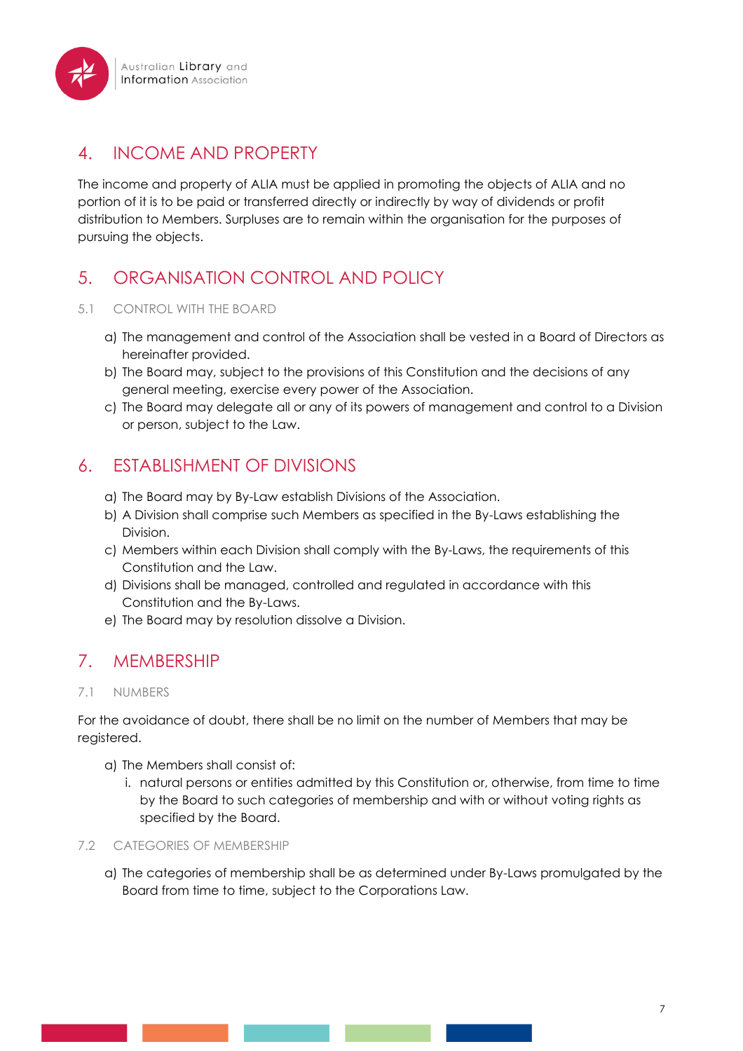## 4. INCOME AND PROPERTY

The income and property of ALIA must be applied in promoting the objects of ALIA and no portion of it is to be paid or transferred directly or indirectly by way of dividends or profit distribution to Members. Surpluses are to remain within the organisation for the purposes of pursuing the objects.

## 5. ORGANISATION CONTROL AND POLICY

### 5.1 CONTROL WITH THE BOARD

a) The management and control of the Association shall be vested in a Board of Directors as hereinafter provided.
b) The Board may, subject to the provisions of this Constitution and the decisions of any general meeting, exercise every power of the Association.
c) The Board may delegate all or any of its powers of management and control to a Division or person, subject to the Law.

## 6. ESTABLISHMENT OF DIVISIONS

a) The Board may by By-Law establish Divisions of the Association.
b) A Division shall comprise such Members as specified in the By-Laws establishing the Division.
c) Members within each Division shall comply with the By-Laws, the requirements of this Constitution and the Law.
d) Divisions shall be managed, controlled and regulated in accordance with this Constitution and the By-Laws.
e) The Board may by resolution dissolve a Division.

## 7. MEMBERSHIP

### 7.1 NUMBERS

For the avoidance of doubt, there shall be no limit on the number of Members that may be registered.

a) The Members shall consist of:
   i. natural persons or entities admitted by this Constitution or, otherwise, from time to time by the Board to such categories of membership and with or without voting rights as specified by the Board.

### 7.2 CATEGORIES OF MEMBERSHIP

a) The categories of membership shall be as determined under By-Laws promulgated by the Board from time to time, subject to the Corporations Law.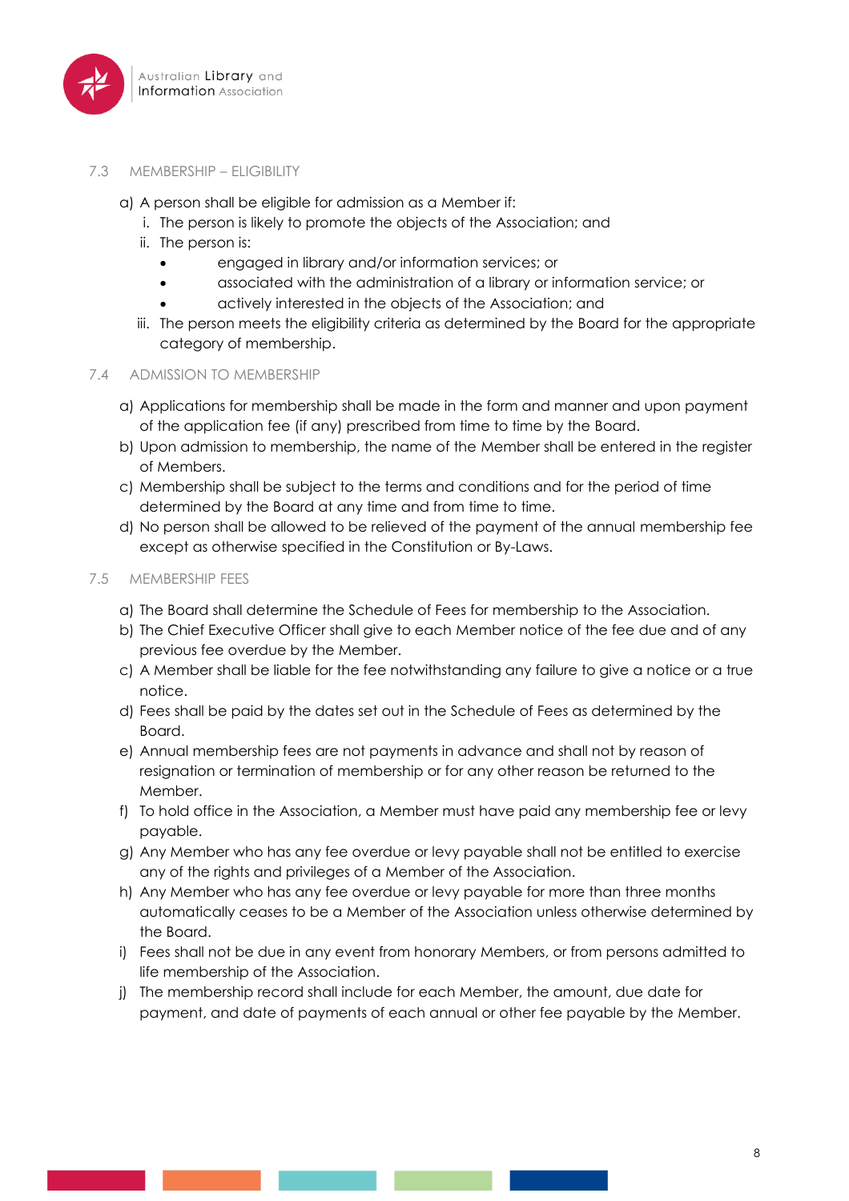### 7.3 MEMBERSHIP – ELIGIBILITY

a) A person shall be eligible for admission as a Member if:
   i. The person is likely to promote the objects of the Association; and
   ii. The person is:
      - engaged in library and/or information services; or
      - associated with the administration of a library or information service; or
      - actively interested in the objects of the Association; and
   iii. The person meets the eligibility criteria as determined by the Board for the appropriate category of membership.

### 7.4 ADMISSION TO MEMBERSHIP

a) Applications for membership shall be made in the form and manner and upon payment of the application fee (if any) prescribed from time to time by the Board.
b) Upon admission to membership, the name of the Member shall be entered in the register of Members.
c) Membership shall be subject to the terms and conditions and for the period of time determined by the Board at any time and from time to time.
d) No person shall be allowed to be relieved of the payment of the annual membership fee except as otherwise specified in the Constitution or By-Laws.

### 7.5 MEMBERSHIP FEES

a) The Board shall determine the Schedule of Fees for membership to the Association.
b) The Chief Executive Officer shall give to each Member notice of the fee due and of any previous fee overdue by the Member.
c) A Member shall be liable for the fee notwithstanding any failure to give a notice or a true notice.
d) Fees shall be paid by the dates set out in the Schedule of Fees as determined by the Board.
e) Annual membership fees are not payments in advance and shall not by reason of resignation or termination of membership or for any other reason be returned to the Member.
f) To hold office in the Association, a Member must have paid any membership fee or levy payable.
g) Any Member who has any fee overdue or levy payable shall not be entitled to exercise any of the rights and privileges of a Member of the Association.
h) Any Member who has any fee overdue or levy payable for more than three months automatically ceases to be a Member of the Association unless otherwise determined by the Board.
i) Fees shall not be due in any event from honorary Members, or from persons admitted to life membership of the Association.
j) The membership record shall include for each Member, the amount, due date for payment, and date of payments of each annual or other fee payable by the Member.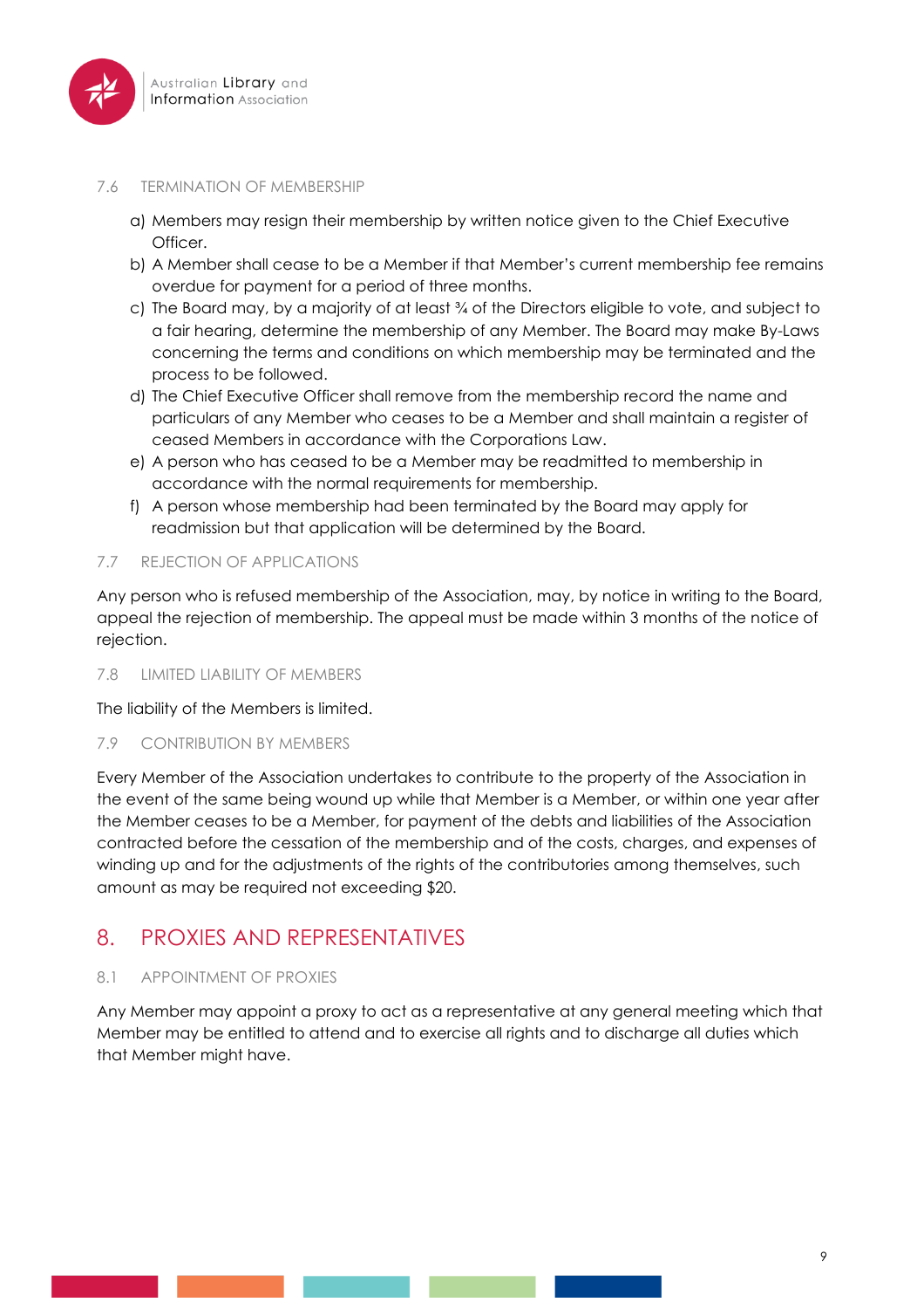### 7.6 TERMINATION OF MEMBERSHIP

a) Members may resign their membership by written notice given to the Chief Executive Officer.
b) A Member shall cease to be a Member if that Member's current membership fee remains overdue for payment for a period of three months.
c) The Board may, by a majority of at least ¾ of the Directors eligible to vote, and subject to a fair hearing, determine the membership of any Member. The Board may make By-Laws concerning the terms and conditions on which membership may be terminated and the process to be followed.
d) The Chief Executive Officer shall remove from the membership record the name and particulars of any Member who ceases to be a Member and shall maintain a register of ceased Members in accordance with the Corporations Law.
e) A person who has ceased to be a Member may be readmitted to membership in accordance with the normal requirements for membership.
f) A person whose membership had been terminated by the Board may apply for readmission but that application will be determined by the Board.

### 7.7 REJECTION OF APPLICATIONS

Any person who is refused membership of the Association, may, by notice in writing to the Board, appeal the rejection of membership. The appeal must be made within 3 months of the notice of rejection.

### 7.8 LIMITED LIABILITY OF MEMBERS

The liability of the Members is limited.

### 7.9 CONTRIBUTION BY MEMBERS

Every Member of the Association undertakes to contribute to the property of the Association in the event of the same being wound up while that Member is a Member, or within one year after the Member ceases to be a Member, for payment of the debts and liabilities of the Association contracted before the cessation of the membership and of the costs, charges, and expenses of winding up and for the adjustments of the rights of the contributories among themselves, such amount as may be required not exceeding $20.

## 8. PROXIES AND REPRESENTATIVES

### 8.1 APPOINTMENT OF PROXIES

Any Member may appoint a proxy to act as a representative at any general meeting which that Member may be entitled to attend and to exercise all rights and to discharge all duties which that Member might have.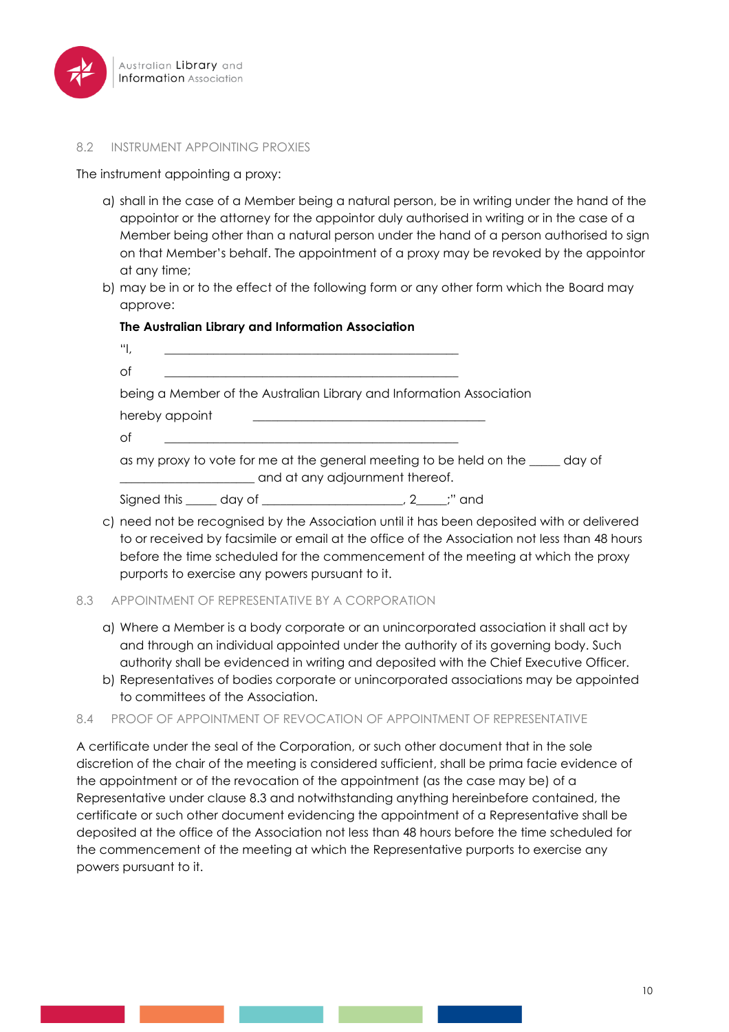### 8.2 INSTRUMENT APPOINTING PROXIES

The instrument appointing a proxy:

a) shall in the case of a Member being a natural person, be in writing under the hand of the appointor or the attorney for the appointor duly authorised in writing or in the case of a Member being other than a natural person under the hand of a person authorised to sign on that Member's behalf. The appointment of a proxy may be revoked by the appointor at any time;

b) may be in or to the effect of the following form or any other form which the Board may approve:

   **The Australian Library and Information Association**

   "I, \_\_\_\_\_\_\_\_\_\_\_\_\_\_\_\_\_\_\_\_\_\_\_\_\_\_\_\_\_\_\_\_\_\_\_\_\_\_\_\_\_\_\_\_

   of \_\_\_\_\_\_\_\_\_\_\_\_\_\_\_\_\_\_\_\_\_\_\_\_\_\_\_\_\_\_\_\_\_\_\_\_\_\_\_\_\_\_\_\_

   being a Member of the Australian Library and Information Association

   hereby appoint \_\_\_\_\_\_\_\_\_\_\_\_\_\_\_\_\_\_\_\_\_\_\_\_\_\_\_\_\_\_\_\_\_\_\_\_\_\_\_\_

   of \_\_\_\_\_\_\_\_\_\_\_\_\_\_\_\_\_\_\_\_\_\_\_\_\_\_\_\_\_\_\_\_\_\_\_\_\_\_\_\_\_\_\_\_

   as my proxy to vote for me at the general meeting to be held on the \_\_\_\_\_ day of \_\_\_\_\_\_\_\_\_\_\_\_\_\_\_\_\_\_\_\_ and at any adjournment thereof.

   Signed this \_\_\_\_\_ day of \_\_\_\_\_\_\_\_\_\_\_\_\_\_\_\_\_\_\_\_\_\_, 2\_\_\_\_\_;" and

c) need not be recognised by the Association until it has been deposited with or delivered to or received by facsimile or email at the office of the Association not less than 48 hours before the time scheduled for the commencement of the meeting at which the proxy purports to exercise any powers pursuant to it.

### 8.3 APPOINTMENT OF REPRESENTATIVE BY A CORPORATION

a) Where a Member is a body corporate or an unincorporated association it shall act by and through an individual appointed under the authority of its governing body. Such authority shall be evidenced in writing and deposited with the Chief Executive Officer.

b) Representatives of bodies corporate or unincorporated associations may be appointed to committees of the Association.

### 8.4 PROOF OF APPOINTMENT OF REVOCATION OF APPOINTMENT OF REPRESENTATIVE

A certificate under the seal of the Corporation, or such other document that in the sole discretion of the chair of the meeting is considered sufficient, shall be prima facie evidence of the appointment or of the revocation of the appointment (as the case may be) of a Representative under clause 8.3 and notwithstanding anything hereinbefore contained, the certificate or such other document evidencing the appointment of a Representative shall be deposited at the office of the Association not less than 48 hours before the time scheduled for the commencement of the meeting at which the Representative purports to exercise any powers pursuant to it.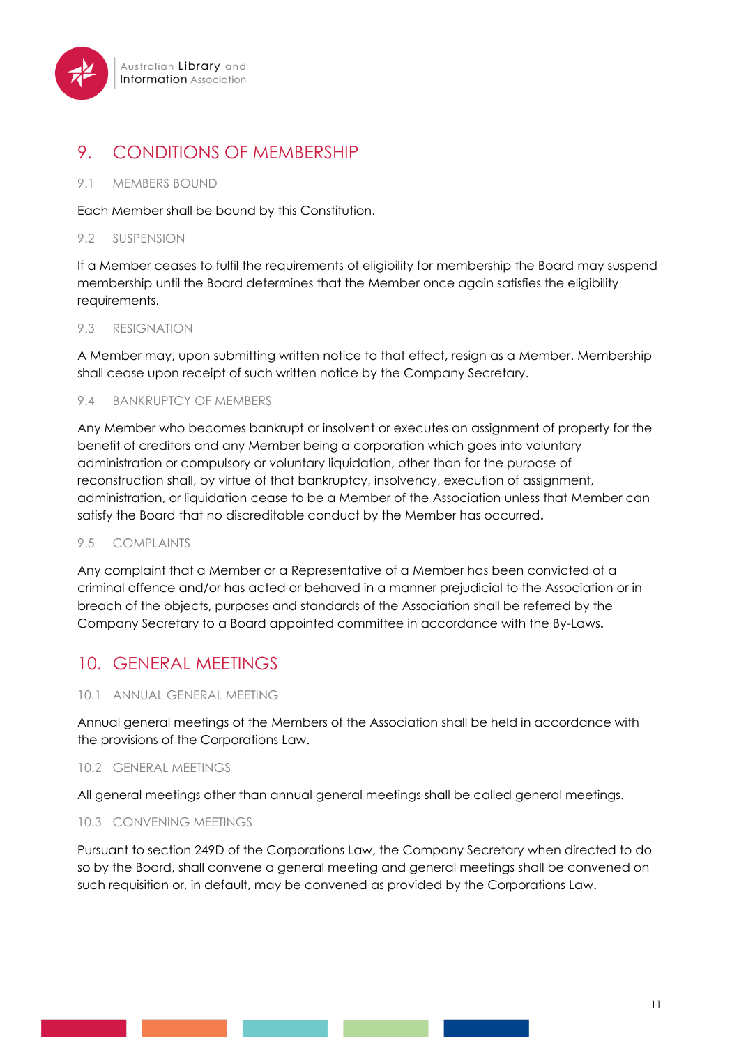## 9. CONDITIONS OF MEMBERSHIP

### 9.1 MEMBERS BOUND

Each Member shall be bound by this Constitution.

### 9.2 SUSPENSION

If a Member ceases to fulfil the requirements of eligibility for membership the Board may suspend membership until the Board determines that the Member once again satisfies the eligibility requirements.

### 9.3 RESIGNATION

A Member may, upon submitting written notice to that effect, resign as a Member. Membership shall cease upon receipt of such written notice by the Company Secretary.

### 9.4 BANKRUPTCY OF MEMBERS

Any Member who becomes bankrupt or insolvent or executes an assignment of property for the benefit of creditors and any Member being a corporation which goes into voluntary administration or compulsory or voluntary liquidation, other than for the purpose of reconstruction shall, by virtue of that bankruptcy, insolvency, execution of assignment, administration, or liquidation cease to be a Member of the Association unless that Member can satisfy the Board that no discreditable conduct by the Member has occurred**.**

### 9.5 COMPLAINTS

Any complaint that a Member or a Representative of a Member has been convicted of a criminal offence and/or has acted or behaved in a manner prejudicial to the Association or in breach of the objects, purposes and standards of the Association shall be referred by the Company Secretary to a Board appointed committee in accordance with the By-Laws**.**

## 10. GENERAL MEETINGS

### 10.1 ANNUAL GENERAL MEETING

Annual general meetings of the Members of the Association shall be held in accordance with the provisions of the Corporations Law.

### 10.2 GENERAL MEETINGS

All general meetings other than annual general meetings shall be called general meetings.

### 10.3 CONVENING MEETINGS

Pursuant to section 249D of the Corporations Law, the Company Secretary when directed to do so by the Board, shall convene a general meeting and general meetings shall be convened on such requisition or, in default, may be convened as provided by the Corporations Law.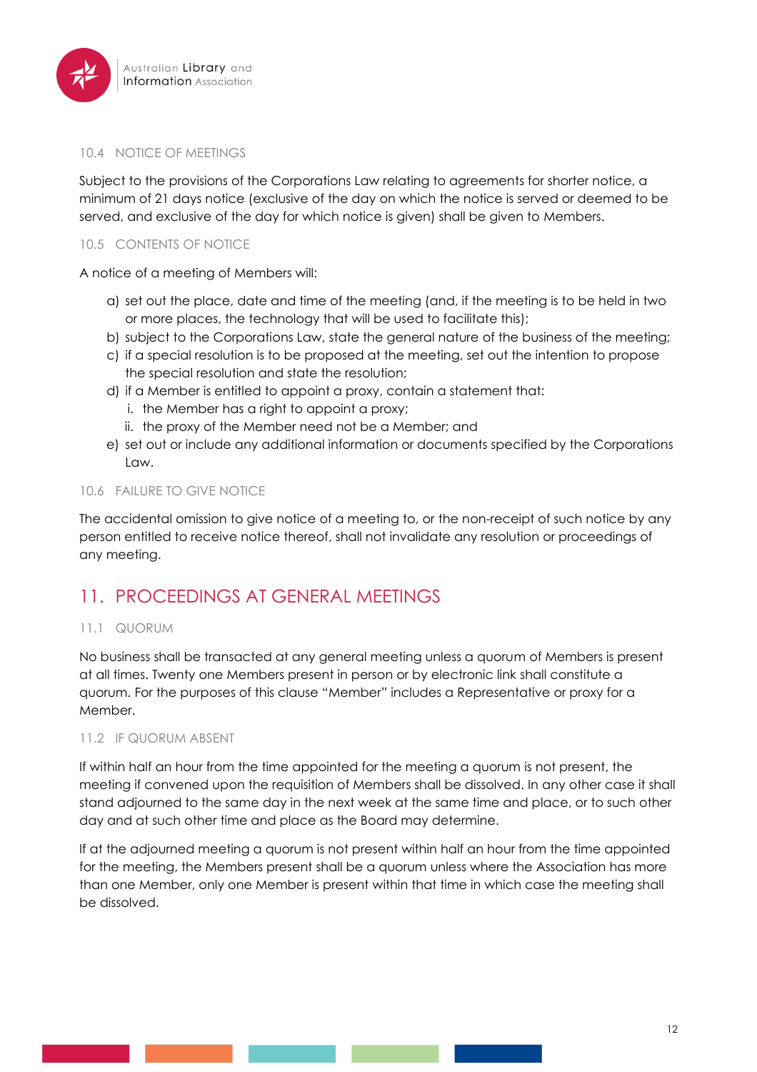### 10.4 NOTICE OF MEETINGS

Subject to the provisions of the Corporations Law relating to agreements for shorter notice, a minimum of 21 days notice (exclusive of the day on which the notice is served or deemed to be served, and exclusive of the day for which notice is given) shall be given to Members.

### 10.5 CONTENTS OF NOTICE

A notice of a meeting of Members will:

a) set out the place, date and time of the meeting (and, if the meeting is to be held in two or more places, the technology that will be used to facilitate this);
b) subject to the Corporations Law, state the general nature of the business of the meeting;
c) if a special resolution is to be proposed at the meeting, set out the intention to propose the special resolution and state the resolution;
d) if a Member is entitled to appoint a proxy, contain a statement that:
   i. the Member has a right to appoint a proxy;
   ii. the proxy of the Member need not be a Member; and
e) set out or include any additional information or documents specified by the Corporations Law.

### 10.6 FAILURE TO GIVE NOTICE

The accidental omission to give notice of a meeting to, or the non-receipt of such notice by any person entitled to receive notice thereof, shall not invalidate any resolution or proceedings of any meeting.

## 11. PROCEEDINGS AT GENERAL MEETINGS

### 11.1 QUORUM

No business shall be transacted at any general meeting unless a quorum of Members is present at all times. Twenty one Members present in person or by electronic link shall constitute a quorum. For the purposes of this clause "Member" includes a Representative or proxy for a Member.

### 11.2 IF QUORUM ABSENT

If within half an hour from the time appointed for the meeting a quorum is not present, the meeting if convened upon the requisition of Members shall be dissolved. In any other case it shall stand adjourned to the same day in the next week at the same time and place, or to such other day and at such other time and place as the Board may determine.

If at the adjourned meeting a quorum is not present within half an hour from the time appointed for the meeting, the Members present shall be a quorum unless where the Association has more than one Member, only one Member is present within that time in which case the meeting shall be dissolved.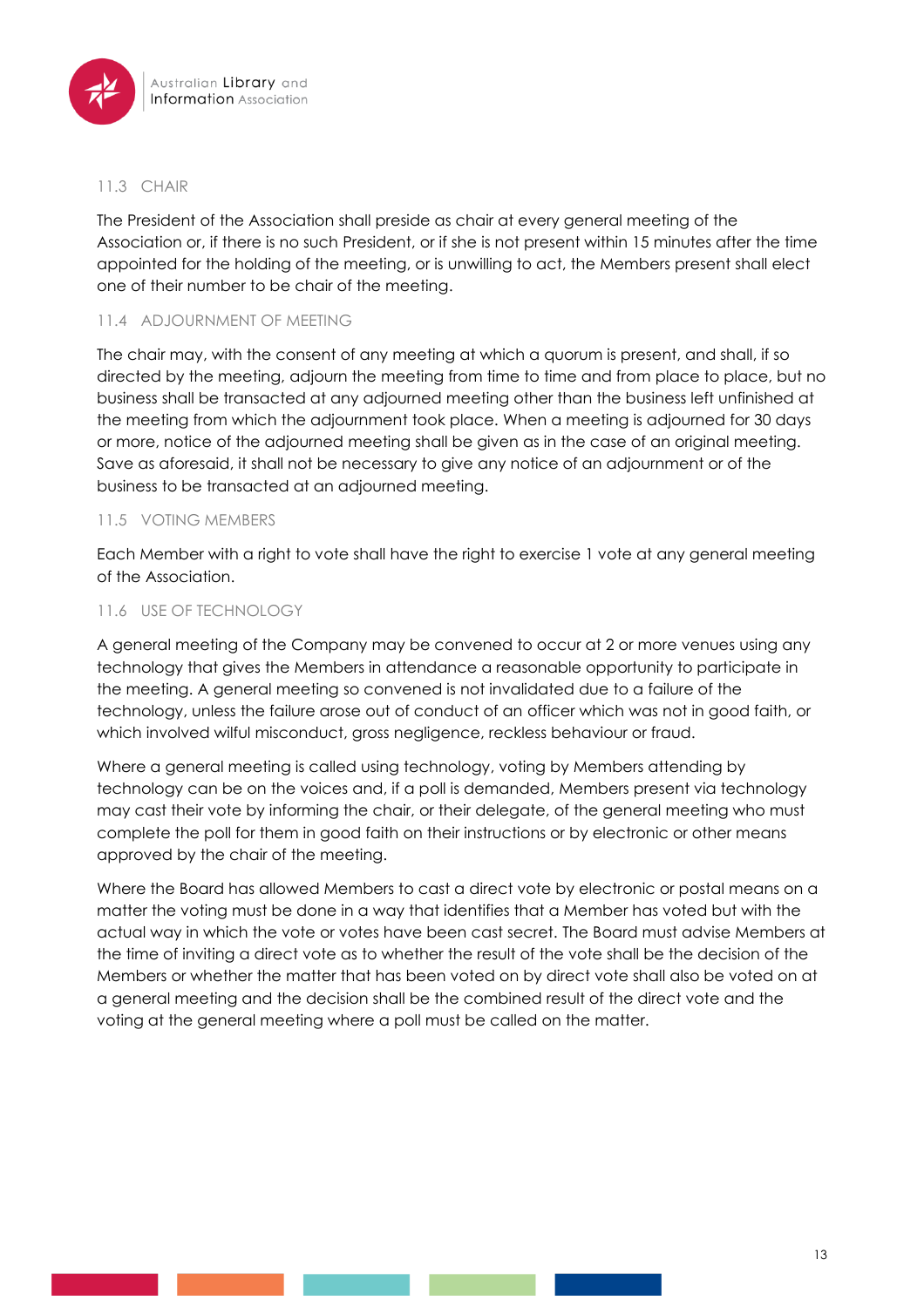### 11.3 CHAIR

The President of the Association shall preside as chair at every general meeting of the Association or, if there is no such President, or if she is not present within 15 minutes after the time appointed for the holding of the meeting, or is unwilling to act, the Members present shall elect one of their number to be chair of the meeting.

### 11.4 ADJOURNMENT OF MEETING

The chair may, with the consent of any meeting at which a quorum is present, and shall, if so directed by the meeting, adjourn the meeting from time to time and from place to place, but no business shall be transacted at any adjourned meeting other than the business left unfinished at the meeting from which the adjournment took place. When a meeting is adjourned for 30 days or more, notice of the adjourned meeting shall be given as in the case of an original meeting. Save as aforesaid, it shall not be necessary to give any notice of an adjournment or of the business to be transacted at an adjourned meeting.

### 11.5 VOTING MEMBERS

Each Member with a right to vote shall have the right to exercise 1 vote at any general meeting of the Association.

### 11.6 USE OF TECHNOLOGY

A general meeting of the Company may be convened to occur at 2 or more venues using any technology that gives the Members in attendance a reasonable opportunity to participate in the meeting. A general meeting so convened is not invalidated due to a failure of the technology, unless the failure arose out of conduct of an officer which was not in good faith, or which involved wilful misconduct, gross negligence, reckless behaviour or fraud.

Where a general meeting is called using technology, voting by Members attending by technology can be on the voices and, if a poll is demanded, Members present via technology may cast their vote by informing the chair, or their delegate, of the general meeting who must complete the poll for them in good faith on their instructions or by electronic or other means approved by the chair of the meeting.

Where the Board has allowed Members to cast a direct vote by electronic or postal means on a matter the voting must be done in a way that identifies that a Member has voted but with the actual way in which the vote or votes have been cast secret. The Board must advise Members at the time of inviting a direct vote as to whether the result of the vote shall be the decision of the Members or whether the matter that has been voted on by direct vote shall also be voted on at a general meeting and the decision shall be the combined result of the direct vote and the voting at the general meeting where a poll must be called on the matter.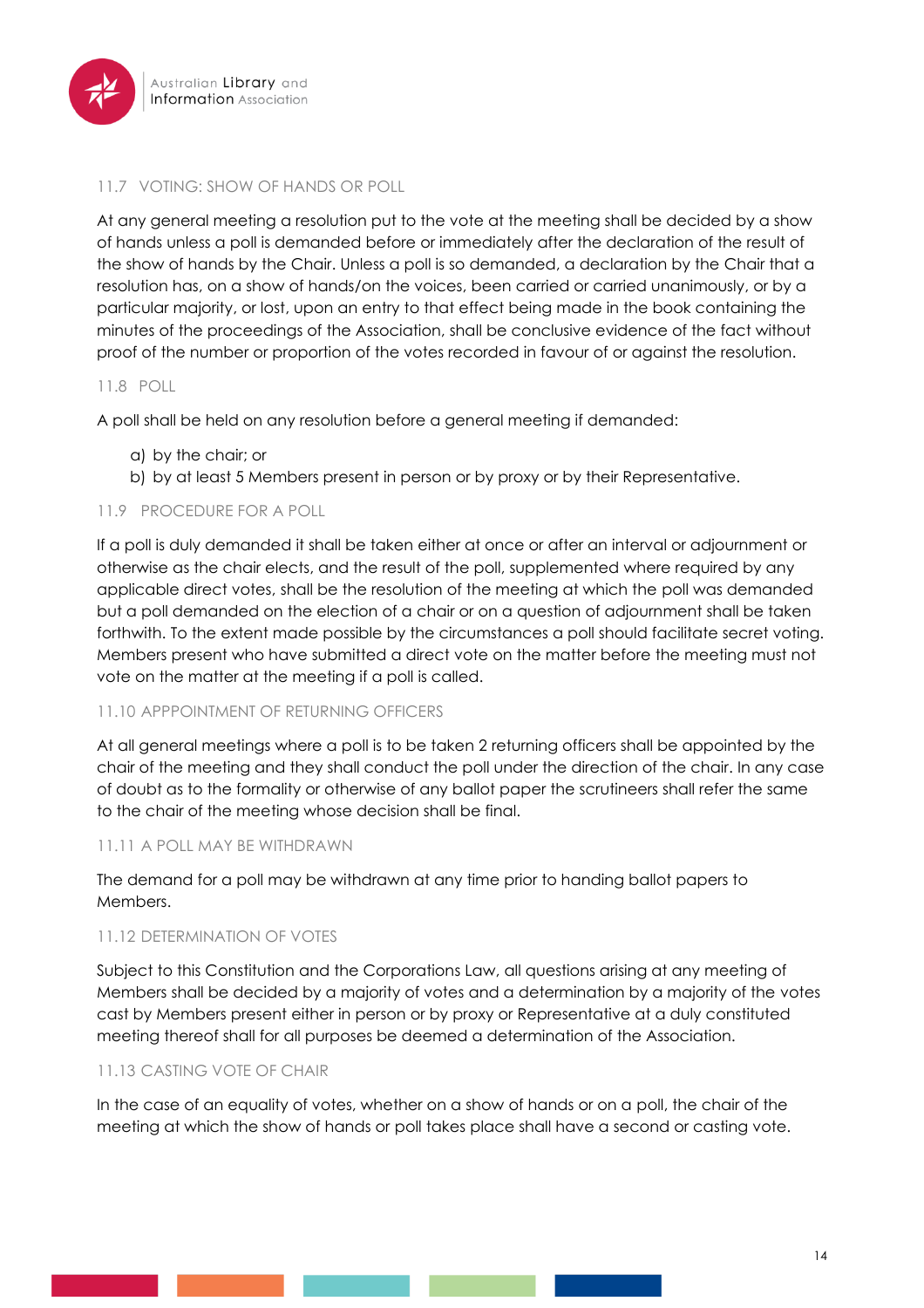### 11.7 VOTING: SHOW OF HANDS OR POLL

At any general meeting a resolution put to the vote at the meeting shall be decided by a show of hands unless a poll is demanded before or immediately after the declaration of the result of the show of hands by the Chair. Unless a poll is so demanded, a declaration by the Chair that a resolution has, on a show of hands/on the voices, been carried or carried unanimously, or by a particular majority, or lost, upon an entry to that effect being made in the book containing the minutes of the proceedings of the Association, shall be conclusive evidence of the fact without proof of the number or proportion of the votes recorded in favour of or against the resolution.

### 11.8 POLL

A poll shall be held on any resolution before a general meeting if demanded:

a) by the chair; or
b) by at least 5 Members present in person or by proxy or by their Representative.

### 11.9 PROCEDURE FOR A POLL

If a poll is duly demanded it shall be taken either at once or after an interval or adjournment or otherwise as the chair elects, and the result of the poll, supplemented where required by any applicable direct votes, shall be the resolution of the meeting at which the poll was demanded but a poll demanded on the election of a chair or on a question of adjournment shall be taken forthwith. To the extent made possible by the circumstances a poll should facilitate secret voting. Members present who have submitted a direct vote on the matter before the meeting must not vote on the matter at the meeting if a poll is called.

### 11.10 APPPOINTMENT OF RETURNING OFFICERS

At all general meetings where a poll is to be taken 2 returning officers shall be appointed by the chair of the meeting and they shall conduct the poll under the direction of the chair. In any case of doubt as to the formality or otherwise of any ballot paper the scrutineers shall refer the same to the chair of the meeting whose decision shall be final.

### 11.11 A POLL MAY BE WITHDRAWN

The demand for a poll may be withdrawn at any time prior to handing ballot papers to Members.

### 11.12 DETERMINATION OF VOTES

Subject to this Constitution and the Corporations Law, all questions arising at any meeting of Members shall be decided by a majority of votes and a determination by a majority of the votes cast by Members present either in person or by proxy or Representative at a duly constituted meeting thereof shall for all purposes be deemed a determination of the Association.

### 11.13 CASTING VOTE OF CHAIR

In the case of an equality of votes, whether on a show of hands or on a poll, the chair of the meeting at which the show of hands or poll takes place shall have a second or casting vote.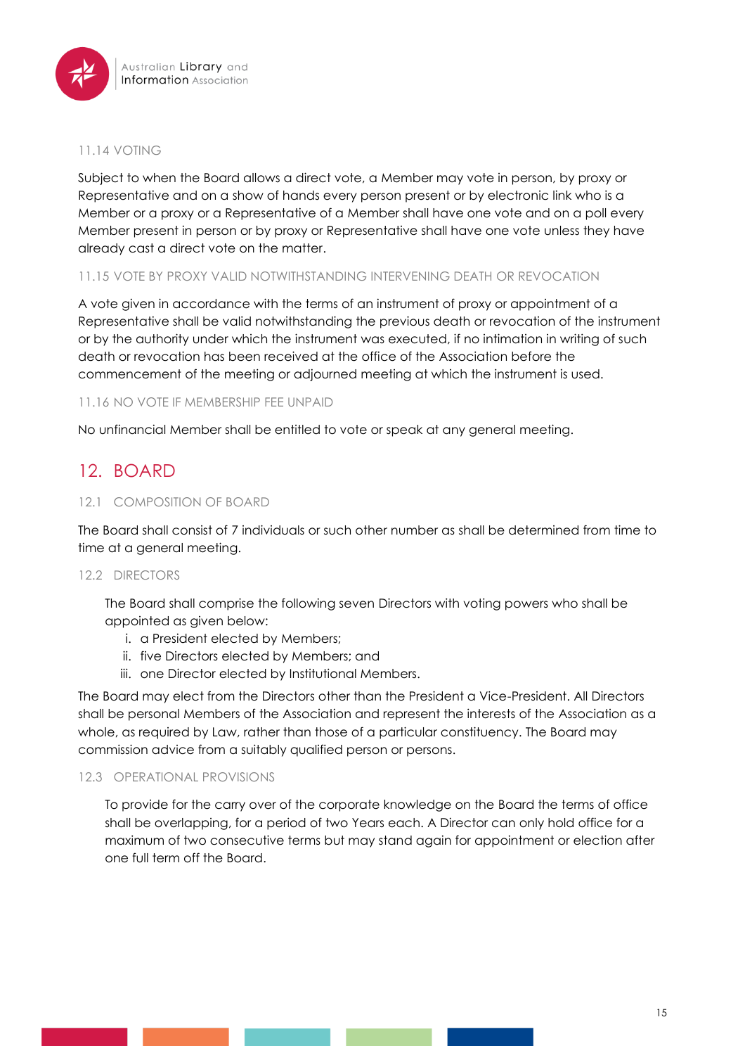### 11.14 VOTING

Subject to when the Board allows a direct vote, a Member may vote in person, by proxy or Representative and on a show of hands every person present or by electronic link who is a Member or a proxy or a Representative of a Member shall have one vote and on a poll every Member present in person or by proxy or Representative shall have one vote unless they have already cast a direct vote on the matter.

### 11.15 VOTE BY PROXY VALID NOTWITHSTANDING INTERVENING DEATH OR REVOCATION

A vote given in accordance with the terms of an instrument of proxy or appointment of a Representative shall be valid notwithstanding the previous death or revocation of the instrument or by the authority under which the instrument was executed, if no intimation in writing of such death or revocation has been received at the office of the Association before the commencement of the meeting or adjourned meeting at which the instrument is used.

### 11.16 NO VOTE IF MEMBERSHIP FEE UNPAID

No unfinancial Member shall be entitled to vote or speak at any general meeting.

## 12. BOARD

### 12.1 COMPOSITION OF BOARD

The Board shall consist of 7 individuals or such other number as shall be determined from time to time at a general meeting.

### 12.2 DIRECTORS

The Board shall comprise the following seven Directors with voting powers who shall be appointed as given below:

i. a President elected by Members;
ii. five Directors elected by Members; and
iii. one Director elected by Institutional Members.

The Board may elect from the Directors other than the President a Vice-President. All Directors shall be personal Members of the Association and represent the interests of the Association as a whole, as required by Law, rather than those of a particular constituency. The Board may commission advice from a suitably qualified person or persons.

### 12.3 OPERATIONAL PROVISIONS

To provide for the carry over of the corporate knowledge on the Board the terms of office shall be overlapping, for a period of two Years each. A Director can only hold office for a maximum of two consecutive terms but may stand again for appointment or election after one full term off the Board.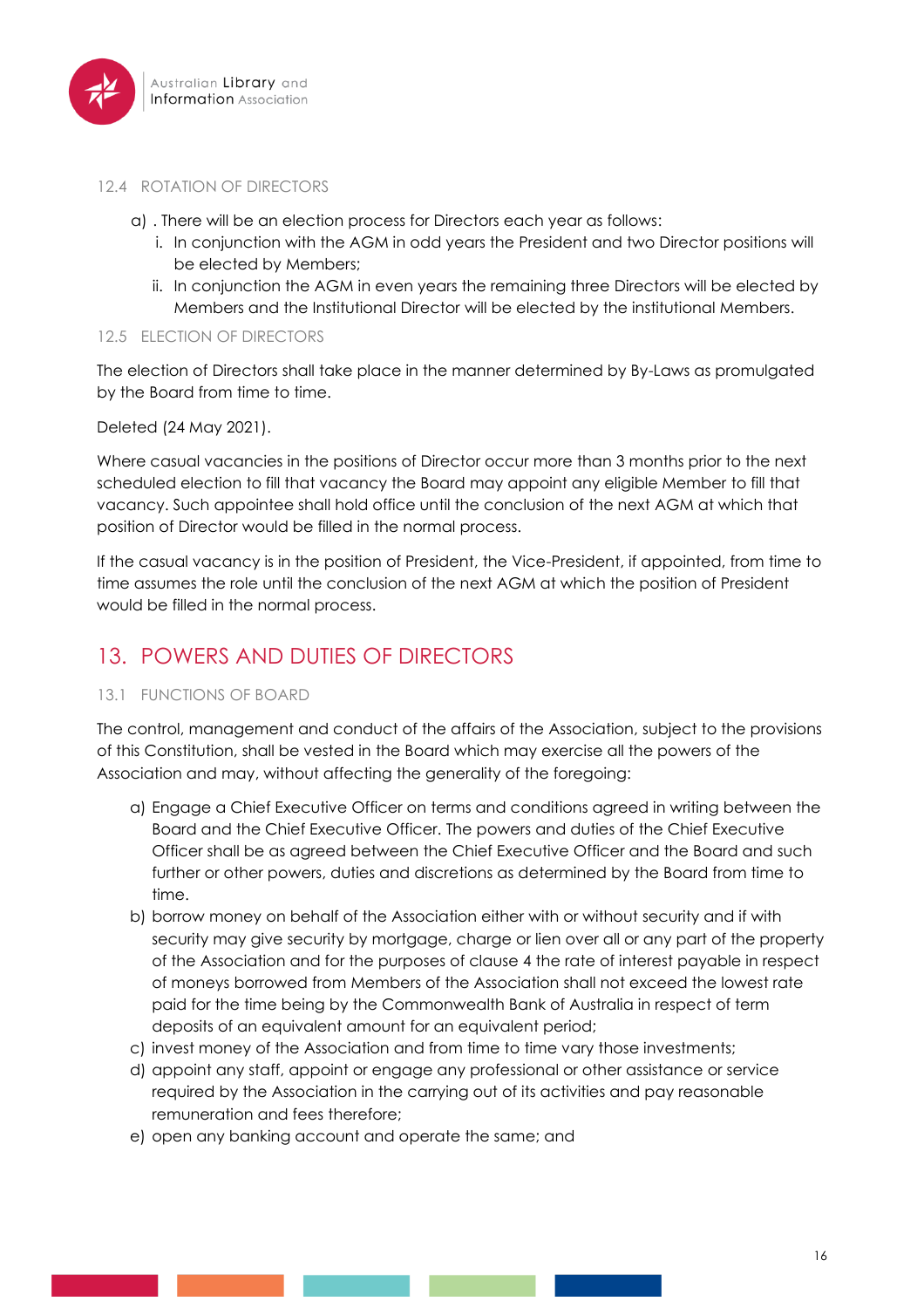### 12.4 ROTATION OF DIRECTORS

a) . There will be an election process for Directors each year as follows:
   i. In conjunction with the AGM in odd years the President and two Director positions will be elected by Members;
   ii. In conjunction the AGM in even years the remaining three Directors will be elected by Members and the Institutional Director will be elected by the institutional Members.

### 12.5 ELECTION OF DIRECTORS

The election of Directors shall take place in the manner determined by By-Laws as promulgated by the Board from time to time.

Deleted (24 May 2021).

Where casual vacancies in the positions of Director occur more than 3 months prior to the next scheduled election to fill that vacancy the Board may appoint any eligible Member to fill that vacancy. Such appointee shall hold office until the conclusion of the next AGM at which that position of Director would be filled in the normal process.

If the casual vacancy is in the position of President, the Vice-President, if appointed, from time to time assumes the role until the conclusion of the next AGM at which the position of President would be filled in the normal process.

## 13. POWERS AND DUTIES OF DIRECTORS

### 13.1 FUNCTIONS OF BOARD

The control, management and conduct of the affairs of the Association, subject to the provisions of this Constitution, shall be vested in the Board which may exercise all the powers of the Association and may, without affecting the generality of the foregoing:

a) Engage a Chief Executive Officer on terms and conditions agreed in writing between the Board and the Chief Executive Officer. The powers and duties of the Chief Executive Officer shall be as agreed between the Chief Executive Officer and the Board and such further or other powers, duties and discretions as determined by the Board from time to time.
b) borrow money on behalf of the Association either with or without security and if with security may give security by mortgage, charge or lien over all or any part of the property of the Association and for the purposes of clause 4 the rate of interest payable in respect of moneys borrowed from Members of the Association shall not exceed the lowest rate paid for the time being by the Commonwealth Bank of Australia in respect of term deposits of an equivalent amount for an equivalent period;
c) invest money of the Association and from time to time vary those investments;
d) appoint any staff, appoint or engage any professional or other assistance or service required by the Association in the carrying out of its activities and pay reasonable remuneration and fees therefore;
e) open any banking account and operate the same; and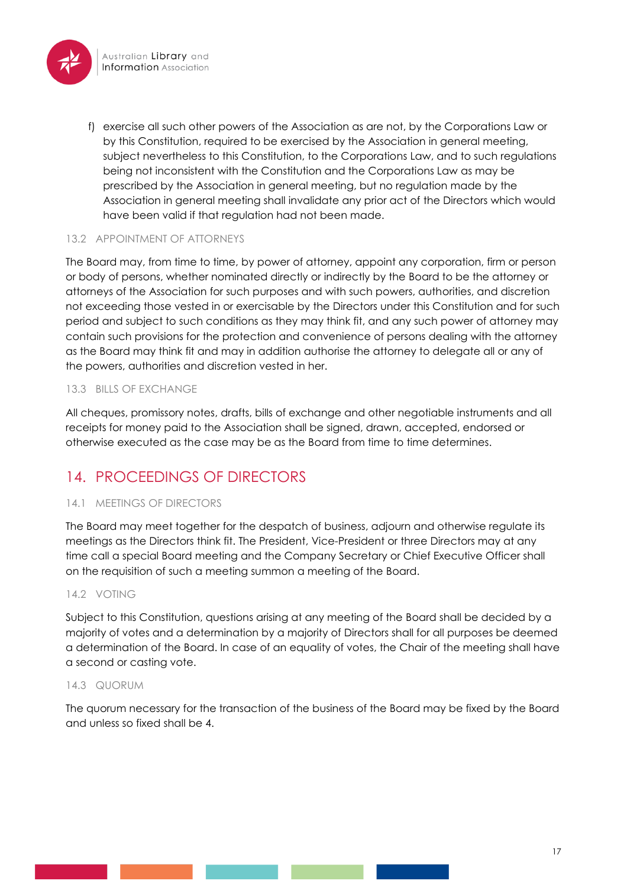f) exercise all such other powers of the Association as are not, by the Corporations Law or by this Constitution, required to be exercised by the Association in general meeting, subject nevertheless to this Constitution, to the Corporations Law, and to such regulations being not inconsistent with the Constitution and the Corporations Law as may be prescribed by the Association in general meeting, but no regulation made by the Association in general meeting shall invalidate any prior act of the Directors which would have been valid if that regulation had not been made.

### 13.2 APPOINTMENT OF ATTORNEYS

The Board may, from time to time, by power of attorney, appoint any corporation, firm or person or body of persons, whether nominated directly or indirectly by the Board to be the attorney or attorneys of the Association for such purposes and with such powers, authorities, and discretion not exceeding those vested in or exercisable by the Directors under this Constitution and for such period and subject to such conditions as they may think fit, and any such power of attorney may contain such provisions for the protection and convenience of persons dealing with the attorney as the Board may think fit and may in addition authorise the attorney to delegate all or any of the powers, authorities and discretion vested in her.

### 13.3 BILLS OF EXCHANGE

All cheques, promissory notes, drafts, bills of exchange and other negotiable instruments and all receipts for money paid to the Association shall be signed, drawn, accepted, endorsed or otherwise executed as the case may be as the Board from time to time determines.

## 14. PROCEEDINGS OF DIRECTORS

### 14.1 MEETINGS OF DIRECTORS

The Board may meet together for the despatch of business, adjourn and otherwise regulate its meetings as the Directors think fit. The President, Vice-President or three Directors may at any time call a special Board meeting and the Company Secretary or Chief Executive Officer shall on the requisition of such a meeting summon a meeting of the Board.

### 14.2 VOTING

Subject to this Constitution, questions arising at any meeting of the Board shall be decided by a majority of votes and a determination by a majority of Directors shall for all purposes be deemed a determination of the Board. In case of an equality of votes, the Chair of the meeting shall have a second or casting vote.

### 14.3 QUORUM

The quorum necessary for the transaction of the business of the Board may be fixed by the Board and unless so fixed shall be 4.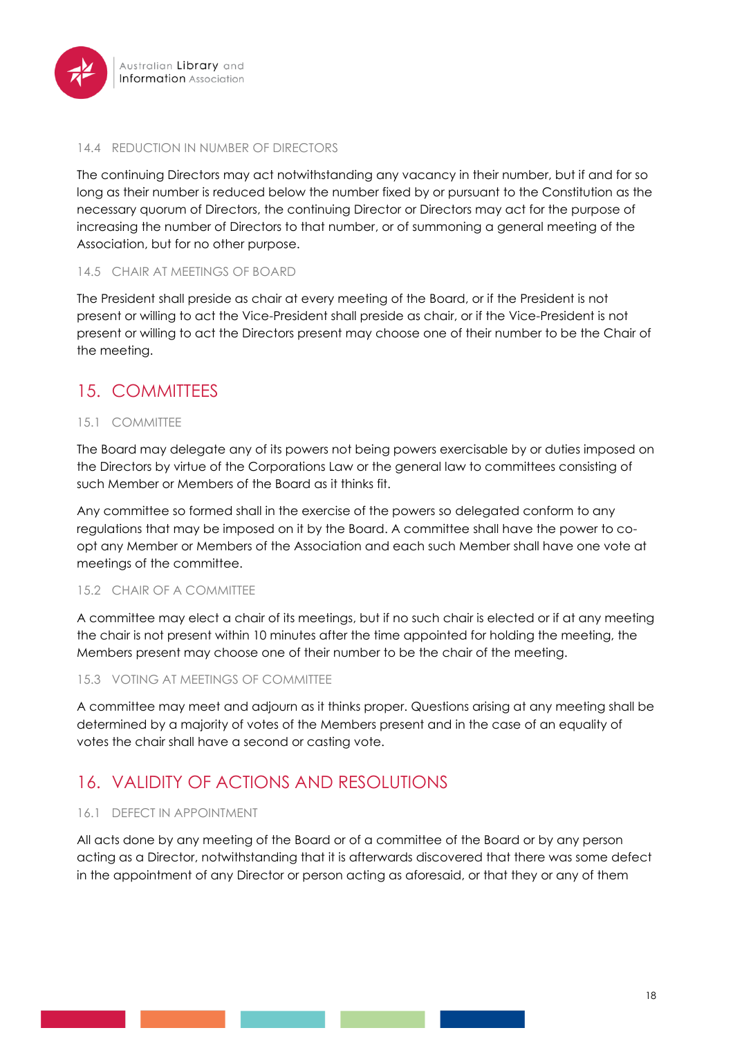### 14.4 REDUCTION IN NUMBER OF DIRECTORS

The continuing Directors may act notwithstanding any vacancy in their number, but if and for so long as their number is reduced below the number fixed by or pursuant to the Constitution as the necessary quorum of Directors, the continuing Director or Directors may act for the purpose of increasing the number of Directors to that number, or of summoning a general meeting of the Association, but for no other purpose.

### 14.5 CHAIR AT MEETINGS OF BOARD

The President shall preside as chair at every meeting of the Board, or if the President is not present or willing to act the Vice-President shall preside as chair, or if the Vice-President is not present or willing to act the Directors present may choose one of their number to be the Chair of the meeting.

## 15. COMMITTEES

### 15.1 COMMITTEE

The Board may delegate any of its powers not being powers exercisable by or duties imposed on the Directors by virtue of the Corporations Law or the general law to committees consisting of such Member or Members of the Board as it thinks fit.

Any committee so formed shall in the exercise of the powers so delegated conform to any regulations that may be imposed on it by the Board. A committee shall have the power to co-opt any Member or Members of the Association and each such Member shall have one vote at meetings of the committee.

### 15.2 CHAIR OF A COMMITTEE

A committee may elect a chair of its meetings, but if no such chair is elected or if at any meeting the chair is not present within 10 minutes after the time appointed for holding the meeting, the Members present may choose one of their number to be the chair of the meeting.

### 15.3 VOTING AT MEETINGS OF COMMITTEE

A committee may meet and adjourn as it thinks proper. Questions arising at any meeting shall be determined by a majority of votes of the Members present and in the case of an equality of votes the chair shall have a second or casting vote.

## 16. VALIDITY OF ACTIONS AND RESOLUTIONS

### 16.1 DEFECT IN APPOINTMENT

All acts done by any meeting of the Board or of a committee of the Board or by any person acting as a Director, notwithstanding that it is afterwards discovered that there was some defect in the appointment of any Director or person acting as aforesaid, or that they or any of them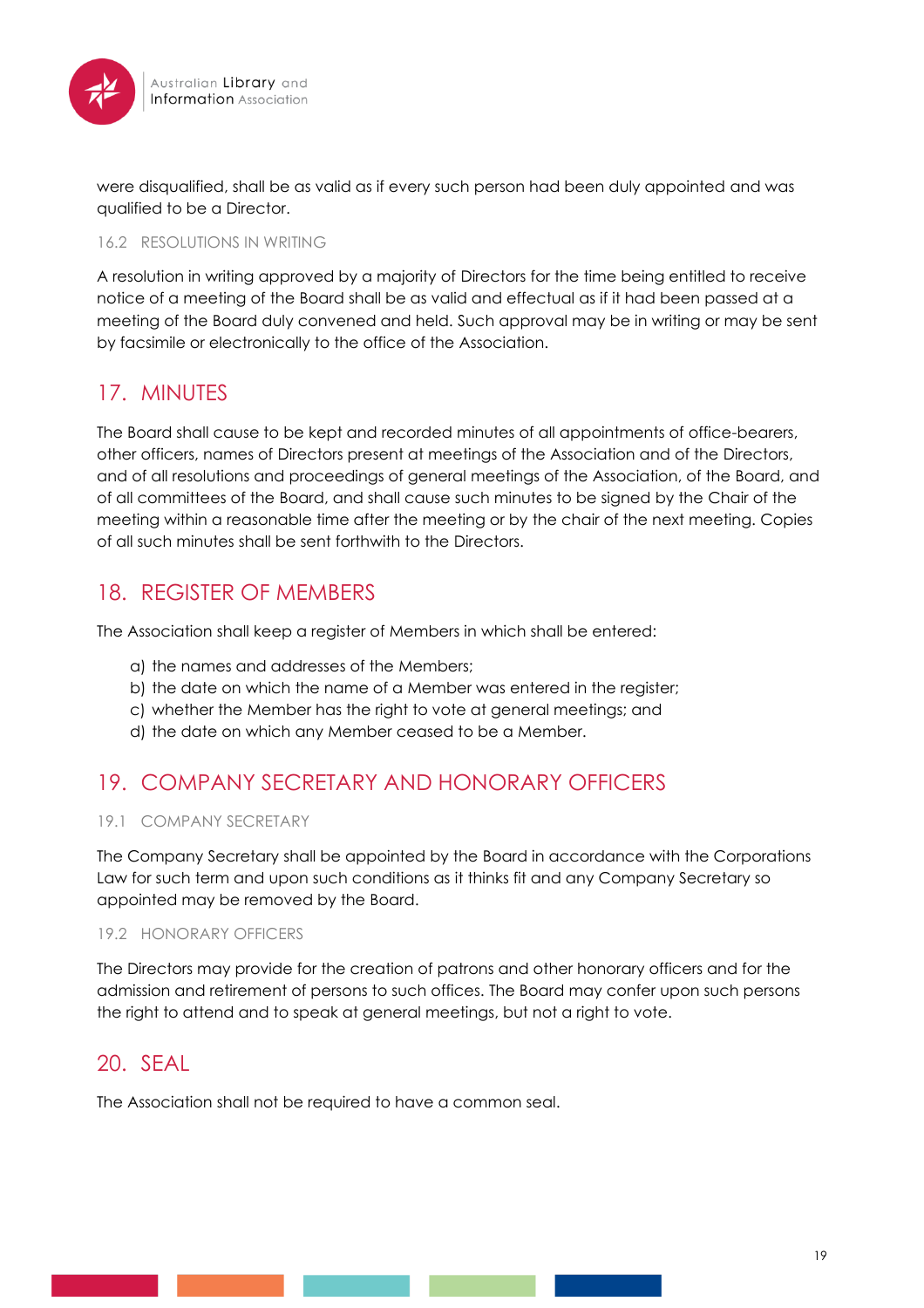were disqualified, shall be as valid as if every such person had been duly appointed and was qualified to be a Director.

### 16.2 RESOLUTIONS IN WRITING

A resolution in writing approved by a majority of Directors for the time being entitled to receive notice of a meeting of the Board shall be as valid and effectual as if it had been passed at a meeting of the Board duly convened and held. Such approval may be in writing or may be sent by facsimile or electronically to the office of the Association.

## 17. MINUTES

The Board shall cause to be kept and recorded minutes of all appointments of office-bearers, other officers, names of Directors present at meetings of the Association and of the Directors, and of all resolutions and proceedings of general meetings of the Association, of the Board, and of all committees of the Board, and shall cause such minutes to be signed by the Chair of the meeting within a reasonable time after the meeting or by the chair of the next meeting. Copies of all such minutes shall be sent forthwith to the Directors.

## 18. REGISTER OF MEMBERS

The Association shall keep a register of Members in which shall be entered:

a) the names and addresses of the Members;
b) the date on which the name of a Member was entered in the register;
c) whether the Member has the right to vote at general meetings; and
d) the date on which any Member ceased to be a Member.

## 19. COMPANY SECRETARY AND HONORARY OFFICERS

### 19.1 COMPANY SECRETARY

The Company Secretary shall be appointed by the Board in accordance with the Corporations Law for such term and upon such conditions as it thinks fit and any Company Secretary so appointed may be removed by the Board.

### 19.2 HONORARY OFFICERS

The Directors may provide for the creation of patrons and other honorary officers and for the admission and retirement of persons to such offices. The Board may confer upon such persons the right to attend and to speak at general meetings, but not a right to vote.

## 20. SEAL

The Association shall not be required to have a common seal.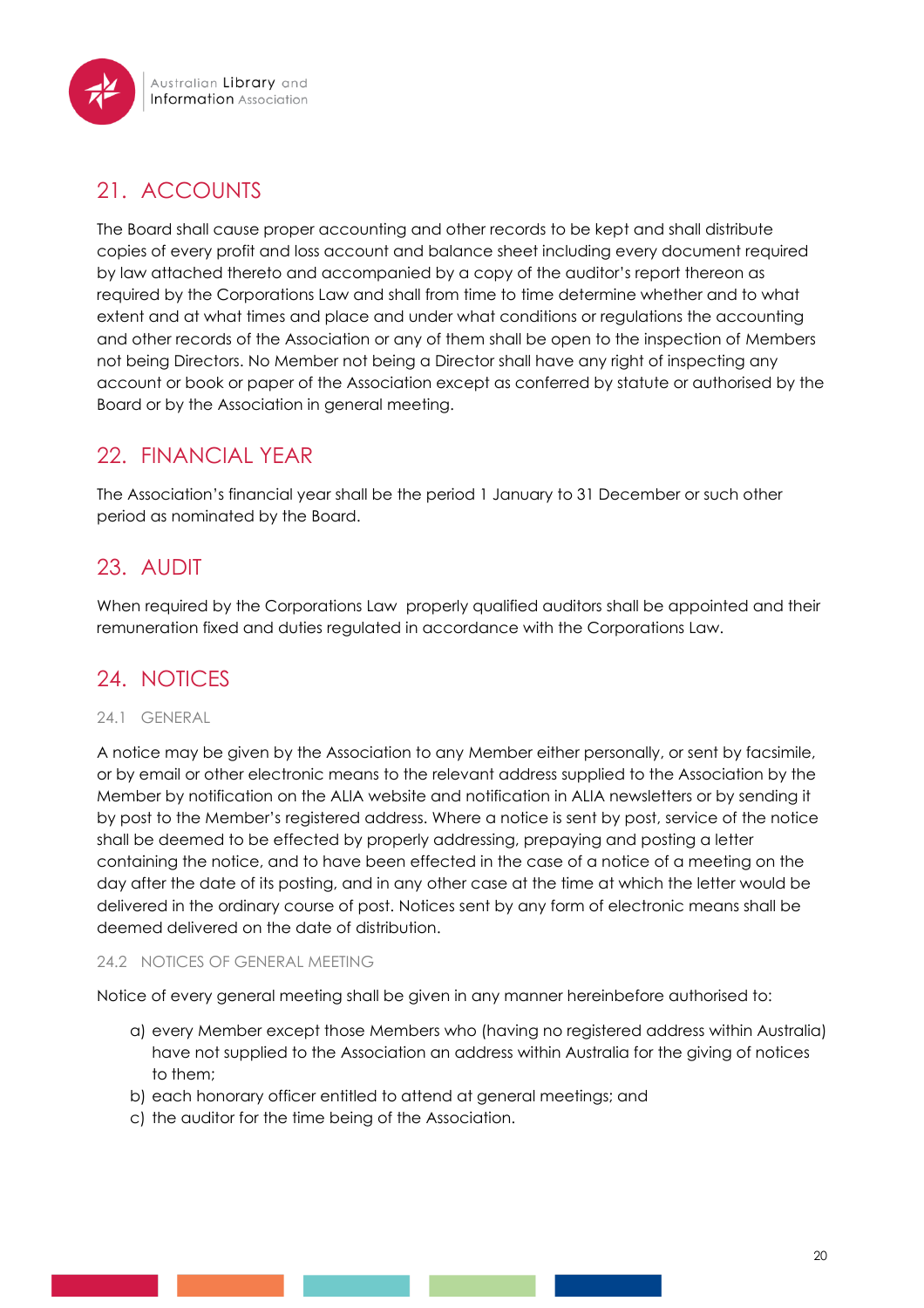## 21. ACCOUNTS

The Board shall cause proper accounting and other records to be kept and shall distribute copies of every profit and loss account and balance sheet including every document required by law attached thereto and accompanied by a copy of the auditor's report thereon as required by the Corporations Law and shall from time to time determine whether and to what extent and at what times and place and under what conditions or regulations the accounting and other records of the Association or any of them shall be open to the inspection of Members not being Directors. No Member not being a Director shall have any right of inspecting any account or book or paper of the Association except as conferred by statute or authorised by the Board or by the Association in general meeting.

## 22. FINANCIAL YEAR

The Association's financial year shall be the period 1 January to 31 December or such other period as nominated by the Board.

## 23. AUDIT

When required by the Corporations Law properly qualified auditors shall be appointed and their remuneration fixed and duties regulated in accordance with the Corporations Law.

## 24. NOTICES

### 24.1 GENERAL

A notice may be given by the Association to any Member either personally, or sent by facsimile, or by email or other electronic means to the relevant address supplied to the Association by the Member by notification on the ALIA website and notification in ALIA newsletters or by sending it by post to the Member's registered address. Where a notice is sent by post, service of the notice shall be deemed to be effected by properly addressing, prepaying and posting a letter containing the notice, and to have been effected in the case of a notice of a meeting on the day after the date of its posting, and in any other case at the time at which the letter would be delivered in the ordinary course of post. Notices sent by any form of electronic means shall be deemed delivered on the date of distribution.

### 24.2 NOTICES OF GENERAL MEETING

Notice of every general meeting shall be given in any manner hereinbefore authorised to:

a) every Member except those Members who (having no registered address within Australia) have not supplied to the Association an address within Australia for the giving of notices to them;
b) each honorary officer entitled to attend at general meetings; and
c) the auditor for the time being of the Association.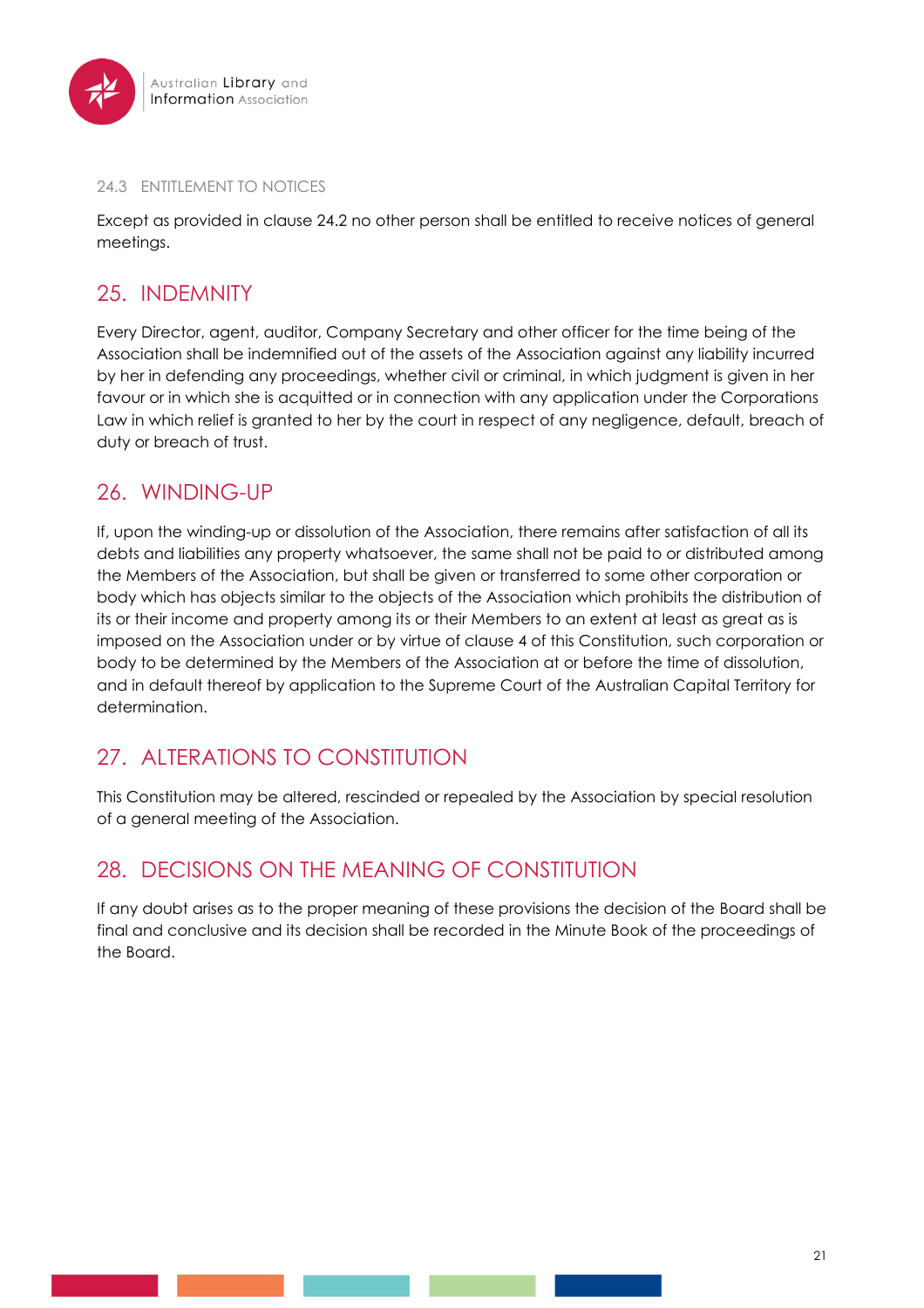### 24.3 ENTITLEMENT TO NOTICES

Except as provided in clause 24.2 no other person shall be entitled to receive notices of general meetings.

## 25. INDEMNITY

Every Director, agent, auditor, Company Secretary and other officer for the time being of the Association shall be indemnified out of the assets of the Association against any liability incurred by her in defending any proceedings, whether civil or criminal, in which judgment is given in her favour or in which she is acquitted or in connection with any application under the Corporations Law in which relief is granted to her by the court in respect of any negligence, default, breach of duty or breach of trust.

## 26. WINDING-UP

If, upon the winding-up or dissolution of the Association, there remains after satisfaction of all its debts and liabilities any property whatsoever, the same shall not be paid to or distributed among the Members of the Association, but shall be given or transferred to some other corporation or body which has objects similar to the objects of the Association which prohibits the distribution of its or their income and property among its or their Members to an extent at least as great as is imposed on the Association under or by virtue of clause 4 of this Constitution, such corporation or body to be determined by the Members of the Association at or before the time of dissolution, and in default thereof by application to the Supreme Court of the Australian Capital Territory for determination.

## 27. ALTERATIONS TO CONSTITUTION

This Constitution may be altered, rescinded or repealed by the Association by special resolution of a general meeting of the Association.

## 28. DECISIONS ON THE MEANING OF CONSTITUTION

If any doubt arises as to the proper meaning of these provisions the decision of the Board shall be final and conclusive and its decision shall be recorded in the Minute Book of the proceedings of the Board.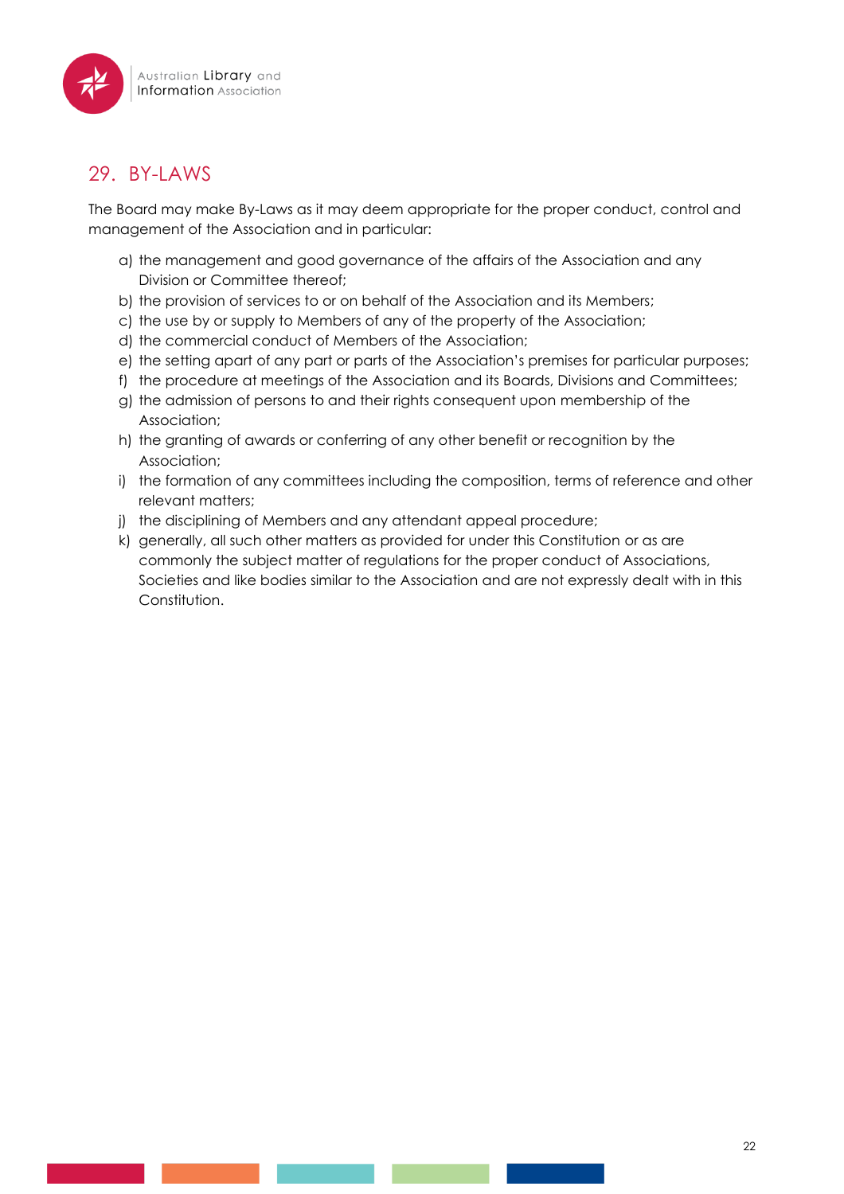## 29. BY-LAWS

The Board may make By-Laws as it may deem appropriate for the proper conduct, control and management of the Association and in particular:

a) the management and good governance of the affairs of the Association and any Division or Committee thereof;
b) the provision of services to or on behalf of the Association and its Members;
c) the use by or supply to Members of any of the property of the Association;
d) the commercial conduct of Members of the Association;
e) the setting apart of any part or parts of the Association's premises for particular purposes;
f) the procedure at meetings of the Association and its Boards, Divisions and Committees;
g) the admission of persons to and their rights consequent upon membership of the Association;
h) the granting of awards or conferring of any other benefit or recognition by the Association;
i) the formation of any committees including the composition, terms of reference and other relevant matters;
j) the disciplining of Members and any attendant appeal procedure;
k) generally, all such other matters as provided for under this Constitution or as are commonly the subject matter of regulations for the proper conduct of Associations, Societies and like bodies similar to the Association and are not expressly dealt with in this Constitution.